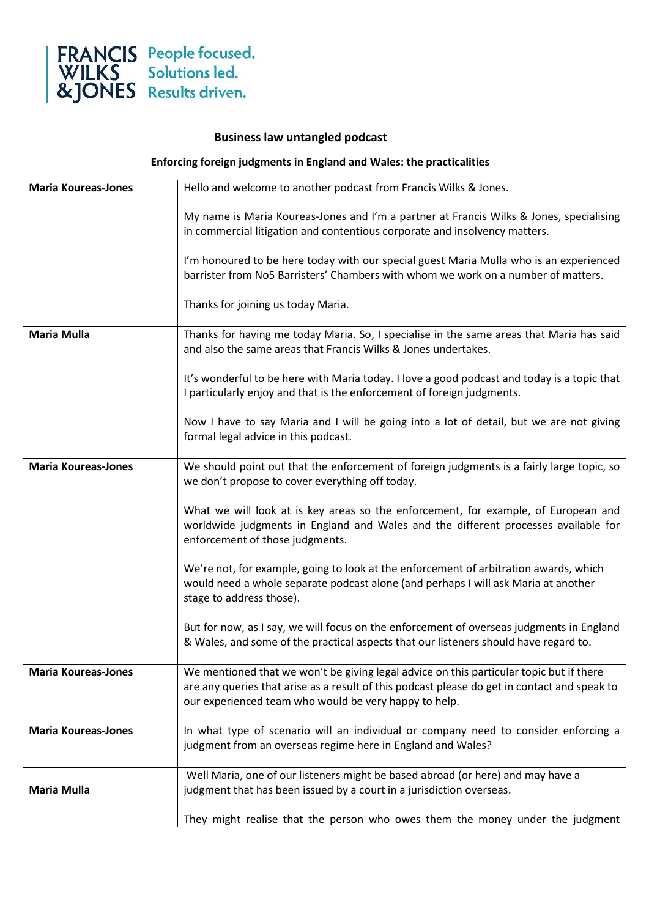FRANCIS WILKS & JONES — People focused. Solutions led. Results driven.

**Business law untangled podcast**

**Enforcing foreign judgments in England and Wales: the practicalities**

| | |
|---|---|
| **Maria Koureas-Jones** | Hello and welcome to another podcast from Francis Wilks & Jones.<br><br>My name is Maria Koureas-Jones and I'm a partner at Francis Wilks & Jones, specialising in commercial litigation and contentious corporate and insolvency matters.<br><br>I'm honoured to be here today with our special guest Maria Mulla who is an experienced barrister from No5 Barristers' Chambers with whom we work on a number of matters.<br><br>Thanks for joining us today Maria. |
| **Maria Mulla** | Thanks for having me today Maria. So, I specialise in the same areas that Maria has said and also the same areas that Francis Wilks & Jones undertakes.<br><br>It's wonderful to be here with Maria today. I love a good podcast and today is a topic that I particularly enjoy and that is the enforcement of foreign judgments.<br><br>Now I have to say Maria and I will be going into a lot of detail, but we are not giving formal legal advice in this podcast. |
| **Maria Koureas-Jones** | We should point out that the enforcement of foreign judgments is a fairly large topic, so we don't propose to cover everything off today.<br><br>What we will look at is key areas so the enforcement, for example, of European and worldwide judgments in England and Wales and the different processes available for enforcement of those judgments.<br><br>We're not, for example, going to look at the enforcement of arbitration awards, which would need a whole separate podcast alone (and perhaps I will ask Maria at another stage to address those).<br><br>But for now, as I say, we will focus on the enforcement of overseas judgments in England & Wales, and some of the practical aspects that our listeners should have regard to. |
| **Maria Koureas-Jones** | We mentioned that we won't be giving legal advice on this particular topic but if there are any queries that arise as a result of this podcast please do get in contact and speak to our experienced team who would be very happy to help. |
| **Maria Koureas-Jones** | In what type of scenario will an individual or company need to consider enforcing a judgment from an overseas regime here in England and Wales? |
| **Maria Mulla** | Well Maria, one of our listeners might be based abroad (or here) and may have a judgment that has been issued by a court in a jurisdiction overseas.<br><br>They might realise that the person who owes them the money under the judgment |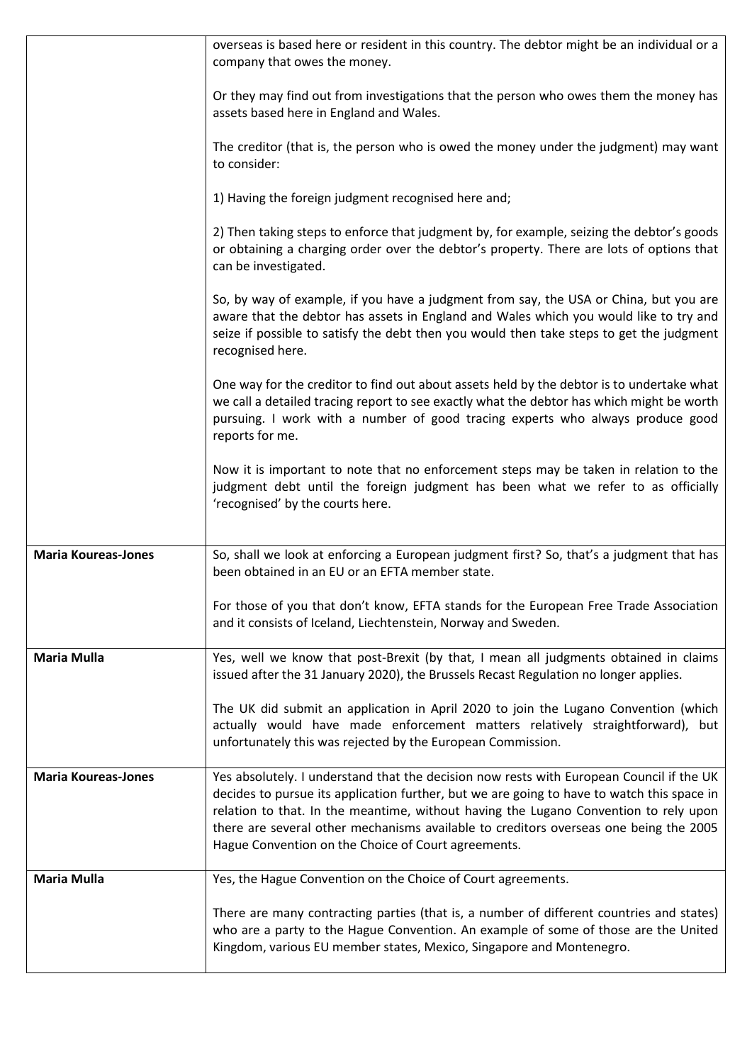| | |
|---|---|
| | overseas is based here or resident in this country. The debtor might be an individual or a company that owes the money.<br><br>Or they may find out from investigations that the person who owes them the money has assets based here in England and Wales.<br><br>The creditor (that is, the person who is owed the money under the judgment) may want to consider:<br><br>1) Having the foreign judgment recognised here and;<br><br>2) Then taking steps to enforce that judgment by, for example, seizing the debtor's goods or obtaining a charging order over the debtor's property. There are lots of options that can be investigated.<br><br>So, by way of example, if you have a judgment from say, the USA or China, but you are aware that the debtor has assets in England and Wales which you would like to try and seize if possible to satisfy the debt then you would then take steps to get the judgment recognised here.<br><br>One way for the creditor to find out about assets held by the debtor is to undertake what we call a detailed tracing report to see exactly what the debtor has which might be worth pursuing. I work with a number of good tracing experts who always produce good reports for me.<br><br>Now it is important to note that no enforcement steps may be taken in relation to the judgment debt until the foreign judgment has been what we refer to as officially 'recognised' by the courts here. |
| **Maria Koureas-Jones** | So, shall we look at enforcing a European judgment first? So, that's a judgment that has been obtained in an EU or an EFTA member state.<br><br>For those of you that don't know, EFTA stands for the European Free Trade Association and it consists of Iceland, Liechtenstein, Norway and Sweden. |
| **Maria Mulla** | Yes, well we know that post-Brexit (by that, I mean all judgments obtained in claims issued after the 31 January 2020), the Brussels Recast Regulation no longer applies.<br><br>The UK did submit an application in April 2020 to join the Lugano Convention (which actually would have made enforcement matters relatively straightforward), but unfortunately this was rejected by the European Commission. |
| **Maria Koureas-Jones** | Yes absolutely. I understand that the decision now rests with European Council if the UK decides to pursue its application further, but we are going to have to watch this space in relation to that. In the meantime, without having the Lugano Convention to rely upon there are several other mechanisms available to creditors overseas one being the 2005 Hague Convention on the Choice of Court agreements. |
| **Maria Mulla** | Yes, the Hague Convention on the Choice of Court agreements.<br><br>There are many contracting parties (that is, a number of different countries and states) who are a party to the Hague Convention. An example of some of those are the United Kingdom, various EU member states, Mexico, Singapore and Montenegro. |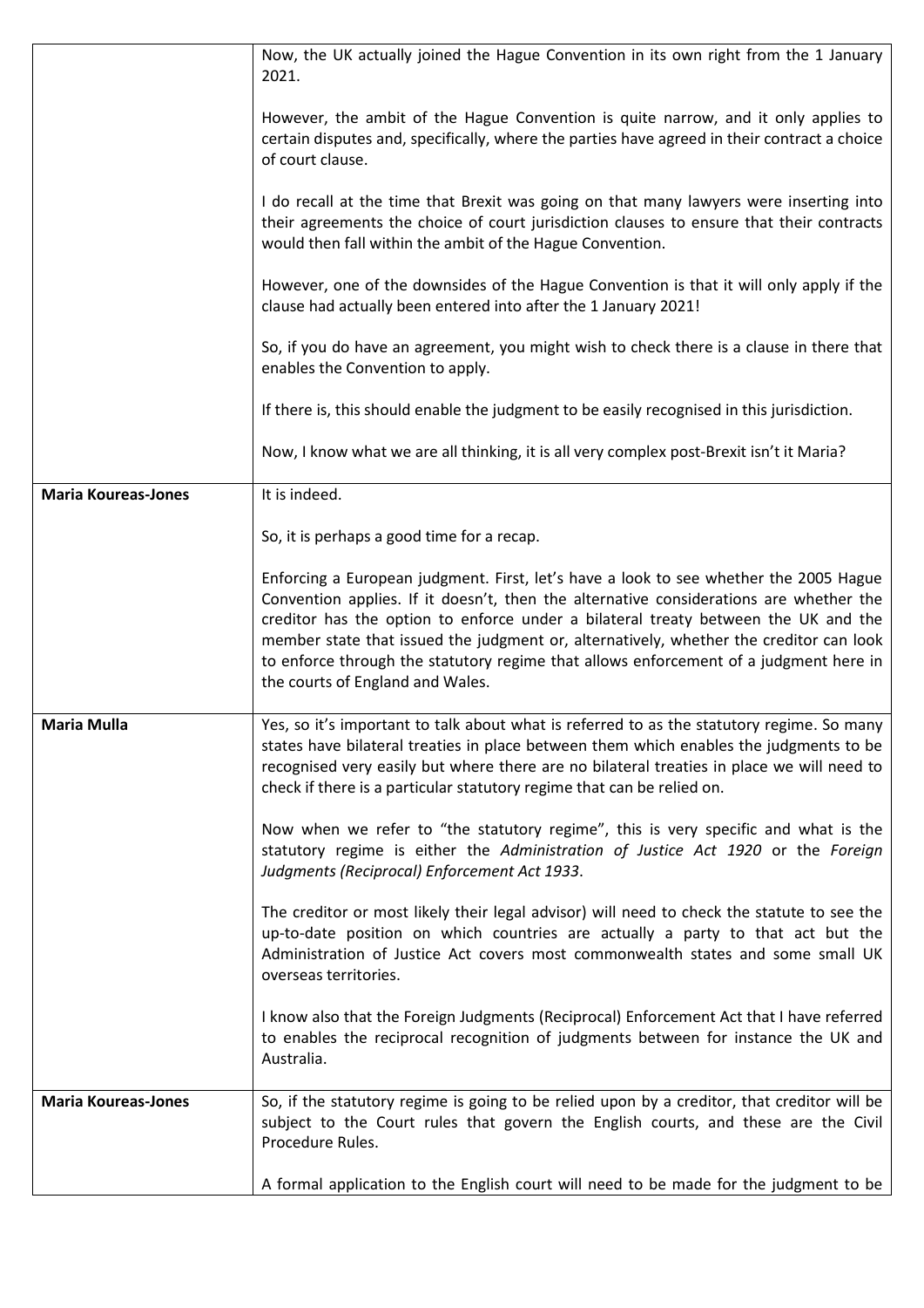| | |
|---|---|
| | Now, the UK actually joined the Hague Convention in its own right from the 1 January 2021.<br><br>However, the ambit of the Hague Convention is quite narrow, and it only applies to certain disputes and, specifically, where the parties have agreed in their contract a choice of court clause.<br><br>I do recall at the time that Brexit was going on that many lawyers were inserting into their agreements the choice of court jurisdiction clauses to ensure that their contracts would then fall within the ambit of the Hague Convention.<br><br>However, one of the downsides of the Hague Convention is that it will only apply if the clause had actually been entered into after the 1 January 2021!<br><br>So, if you do have an agreement, you might wish to check there is a clause in there that enables the Convention to apply.<br><br>If there is, this should enable the judgment to be easily recognised in this jurisdiction.<br><br>Now, I know what we are all thinking, it is all very complex post-Brexit isn't it Maria? |
| **Maria Koureas-Jones** | It is indeed.<br><br>So, it is perhaps a good time for a recap.<br><br>Enforcing a European judgment. First, let's have a look to see whether the 2005 Hague Convention applies. If it doesn't, then the alternative considerations are whether the creditor has the option to enforce under a bilateral treaty between the UK and the member state that issued the judgment or, alternatively, whether the creditor can look to enforce through the statutory regime that allows enforcement of a judgment here in the courts of England and Wales. |
| **Maria Mulla** | Yes, so it's important to talk about what is referred to as the statutory regime. So many states have bilateral treaties in place between them which enables the judgments to be recognised very easily but where there are no bilateral treaties in place we will need to check if there is a particular statutory regime that can be relied on.<br><br>Now when we refer to "the statutory regime", this is very specific and what is the statutory regime is either the *Administration of Justice Act 1920* or the *Foreign Judgments (Reciprocal) Enforcement Act 1933*.<br><br>The creditor or most likely their legal advisor) will need to check the statute to see the up-to-date position on which countries are actually a party to that act but the Administration of Justice Act covers most commonwealth states and some small UK overseas territories.<br><br>I know also that the Foreign Judgments (Reciprocal) Enforcement Act that I have referred to enables the reciprocal recognition of judgments between for instance the UK and Australia. |
| **Maria Koureas-Jones** | So, if the statutory regime is going to be relied upon by a creditor, that creditor will be subject to the Court rules that govern the English courts, and these are the Civil Procedure Rules.<br><br>A formal application to the English court will need to be made for the judgment to be |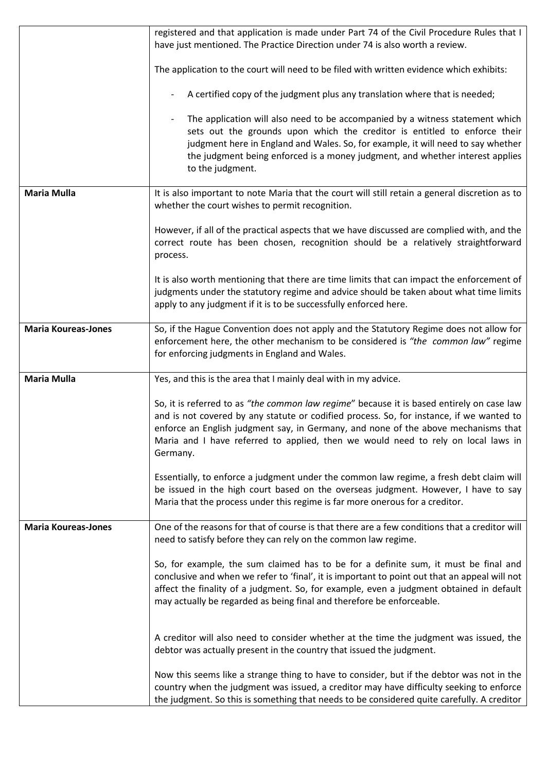| | |
|---|---|
| | registered and that application is made under Part 74 of the Civil Procedure Rules that I have just mentioned. The Practice Direction under 74 is also worth a review.<br><br>The application to the court will need to be filed with written evidence which exhibits:<br><br>- A certified copy of the judgment plus any translation where that is needed;<br><br>- The application will also need to be accompanied by a witness statement which sets out the grounds upon which the creditor is entitled to enforce their judgment here in England and Wales. So, for example, it will need to say whether the judgment being enforced is a money judgment, and whether interest applies to the judgment. |
| **Maria Mulla** | It is also important to note Maria that the court will still retain a general discretion as to whether the court wishes to permit recognition.<br><br>However, if all of the practical aspects that we have discussed are complied with, and the correct route has been chosen, recognition should be a relatively straightforward process.<br><br>It is also worth mentioning that there are time limits that can impact the enforcement of judgments under the statutory regime and advice should be taken about what time limits apply to any judgment if it is to be successfully enforced here. |
| **Maria Koureas-Jones** | So, if the Hague Convention does not apply and the Statutory Regime does not allow for enforcement here, the other mechanism to be considered is *"the common law"* regime for enforcing judgments in England and Wales. |
| **Maria Mulla** | Yes, and this is the area that I mainly deal with in my advice.<br><br>So, it is referred to as *"the common law regime*" because it is based entirely on case law and is not covered by any statute or codified process. So, for instance, if we wanted to enforce an English judgment say, in Germany, and none of the above mechanisms that Maria and I have referred to applied, then we would need to rely on local laws in Germany.<br><br>Essentially, to enforce a judgment under the common law regime, a fresh debt claim will be issued in the high court based on the overseas judgment. However, I have to say Maria that the process under this regime is far more onerous for a creditor. |
| **Maria Koureas-Jones** | One of the reasons for that of course is that there are a few conditions that a creditor will need to satisfy before they can rely on the common law regime.<br><br>So, for example, the sum claimed has to be for a definite sum, it must be final and conclusive and when we refer to 'final', it is important to point out that an appeal will not affect the finality of a judgment. So, for example, even a judgment obtained in default may actually be regarded as being final and therefore be enforceable.<br><br>A creditor will also need to consider whether at the time the judgment was issued, the debtor was actually present in the country that issued the judgment.<br><br>Now this seems like a strange thing to have to consider, but if the debtor was not in the country when the judgment was issued, a creditor may have difficulty seeking to enforce the judgment. So this is something that needs to be considered quite carefully. A creditor |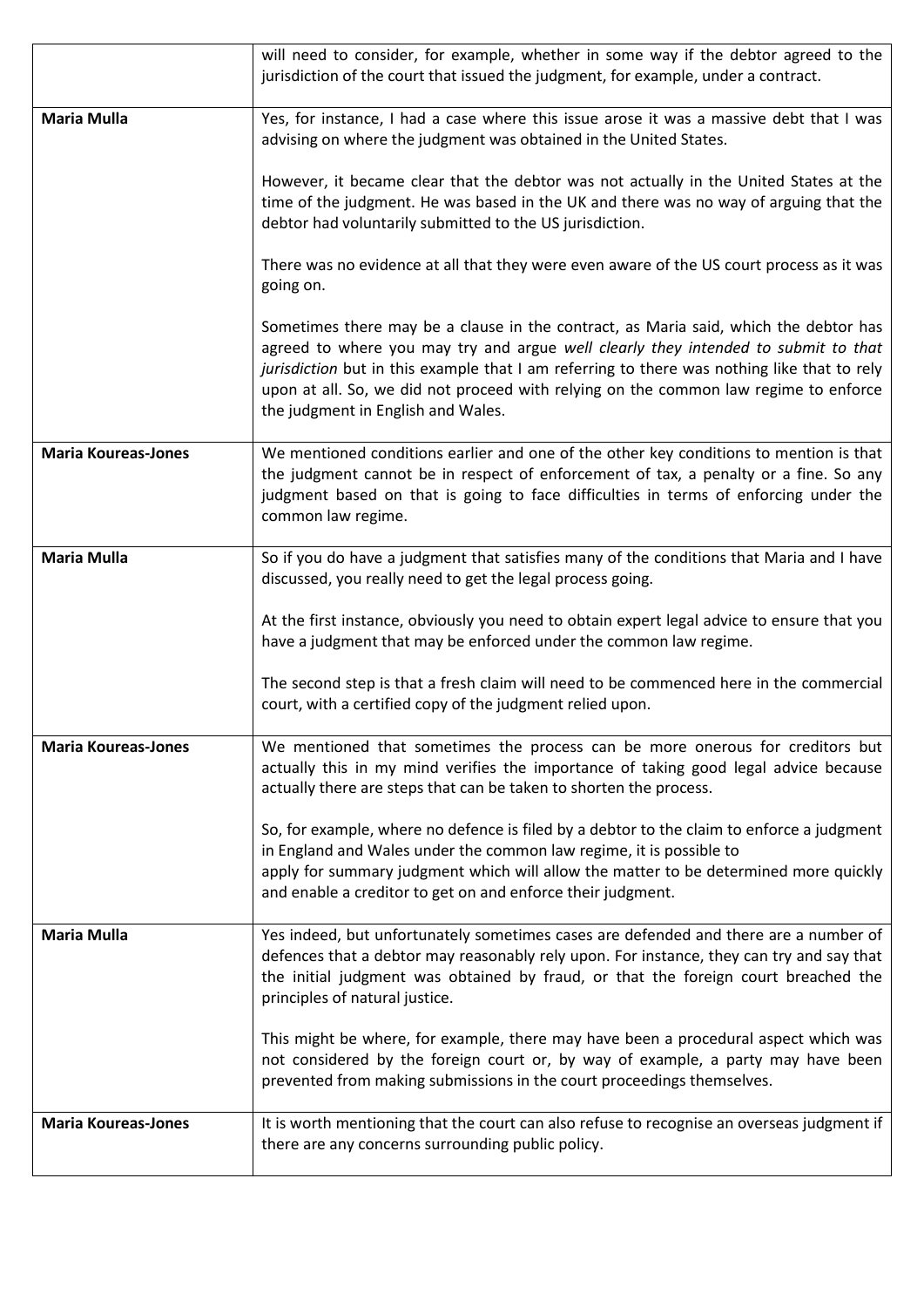| | |
|---|---|
| | will need to consider, for example, whether in some way if the debtor agreed to the jurisdiction of the court that issued the judgment, for example, under a contract. |
| **Maria Mulla** | Yes, for instance, I had a case where this issue arose it was a massive debt that I was advising on where the judgment was obtained in the United States.<br><br>However, it became clear that the debtor was not actually in the United States at the time of the judgment. He was based in the UK and there was no way of arguing that the debtor had voluntarily submitted to the US jurisdiction.<br><br>There was no evidence at all that they were even aware of the US court process as it was going on.<br><br>Sometimes there may be a clause in the contract, as Maria said, which the debtor has agreed to where you may try and argue *well clearly they intended to submit to that jurisdiction* but in this example that I am referring to there was nothing like that to rely upon at all. So, we did not proceed with relying on the common law regime to enforce the judgment in English and Wales. |
| **Maria Koureas-Jones** | We mentioned conditions earlier and one of the other key conditions to mention is that the judgment cannot be in respect of enforcement of tax, a penalty or a fine. So any judgment based on that is going to face difficulties in terms of enforcing under the common law regime. |
| **Maria Mulla** | So if you do have a judgment that satisfies many of the conditions that Maria and I have discussed, you really need to get the legal process going.<br><br>At the first instance, obviously you need to obtain expert legal advice to ensure that you have a judgment that may be enforced under the common law regime.<br><br>The second step is that a fresh claim will need to be commenced here in the commercial court, with a certified copy of the judgment relied upon. |
| **Maria Koureas-Jones** | We mentioned that sometimes the process can be more onerous for creditors but actually this in my mind verifies the importance of taking good legal advice because actually there are steps that can be taken to shorten the process.<br><br>So, for example, where no defence is filed by a debtor to the claim to enforce a judgment in England and Wales under the common law regime, it is possible to apply for summary judgment which will allow the matter to be determined more quickly and enable a creditor to get on and enforce their judgment. |
| **Maria Mulla** | Yes indeed, but unfortunately sometimes cases are defended and there are a number of defences that a debtor may reasonably rely upon. For instance, they can try and say that the initial judgment was obtained by fraud, or that the foreign court breached the principles of natural justice.<br><br>This might be where, for example, there may have been a procedural aspect which was not considered by the foreign court or, by way of example, a party may have been prevented from making submissions in the court proceedings themselves. |
| **Maria Koureas-Jones** | It is worth mentioning that the court can also refuse to recognise an overseas judgment if there are any concerns surrounding public policy. |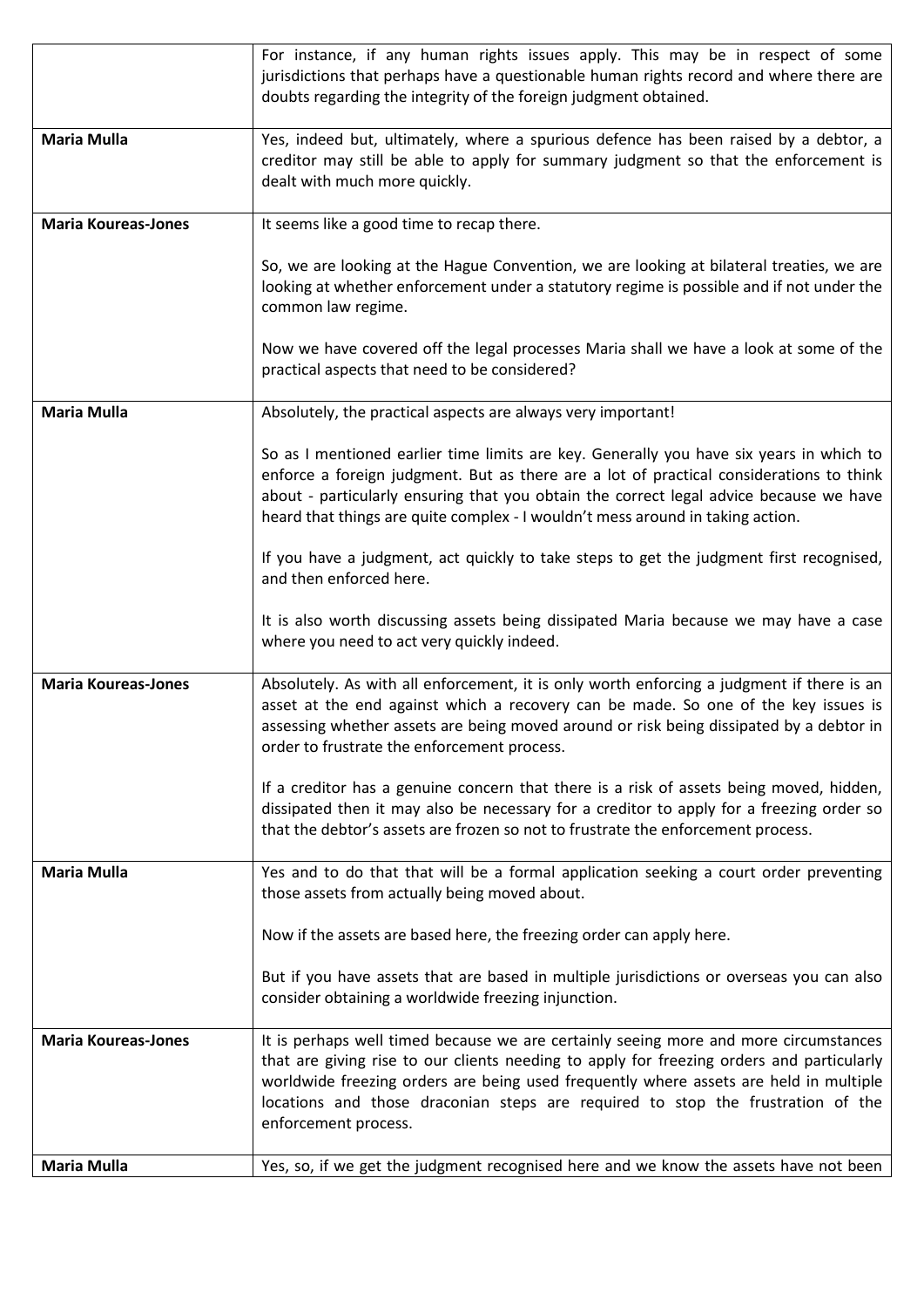| | |
|---|---|
| | For instance, if any human rights issues apply. This may be in respect of some jurisdictions that perhaps have a questionable human rights record and where there are doubts regarding the integrity of the foreign judgment obtained. |
| **Maria Mulla** | Yes, indeed but, ultimately, where a spurious defence has been raised by a debtor, a creditor may still be able to apply for summary judgment so that the enforcement is dealt with much more quickly. |
| **Maria Koureas-Jones** | It seems like a good time to recap there.<br><br>So, we are looking at the Hague Convention, we are looking at bilateral treaties, we are looking at whether enforcement under a statutory regime is possible and if not under the common law regime.<br><br>Now we have covered off the legal processes Maria shall we have a look at some of the practical aspects that need to be considered? |
| **Maria Mulla** | Absolutely, the practical aspects are always very important!<br><br>So as I mentioned earlier time limits are key. Generally you have six years in which to enforce a foreign judgment. But as there are a lot of practical considerations to think about - particularly ensuring that you obtain the correct legal advice because we have heard that things are quite complex - I wouldn't mess around in taking action.<br><br>If you have a judgment, act quickly to take steps to get the judgment first recognised, and then enforced here.<br><br>It is also worth discussing assets being dissipated Maria because we may have a case where you need to act very quickly indeed. |
| **Maria Koureas-Jones** | Absolutely. As with all enforcement, it is only worth enforcing a judgment if there is an asset at the end against which a recovery can be made. So one of the key issues is assessing whether assets are being moved around or risk being dissipated by a debtor in order to frustrate the enforcement process.<br><br>If a creditor has a genuine concern that there is a risk of assets being moved, hidden, dissipated then it may also be necessary for a creditor to apply for a freezing order so that the debtor's assets are frozen so not to frustrate the enforcement process. |
| **Maria Mulla** | Yes and to do that that will be a formal application seeking a court order preventing those assets from actually being moved about.<br><br>Now if the assets are based here, the freezing order can apply here.<br><br>But if you have assets that are based in multiple jurisdictions or overseas you can also consider obtaining a worldwide freezing injunction. |
| **Maria Koureas-Jones** | It is perhaps well timed because we are certainly seeing more and more circumstances that are giving rise to our clients needing to apply for freezing orders and particularly worldwide freezing orders are being used frequently where assets are held in multiple locations and those draconian steps are required to stop the frustration of the enforcement process. |
| **Maria Mulla** | Yes, so, if we get the judgment recognised here and we know the assets have not been |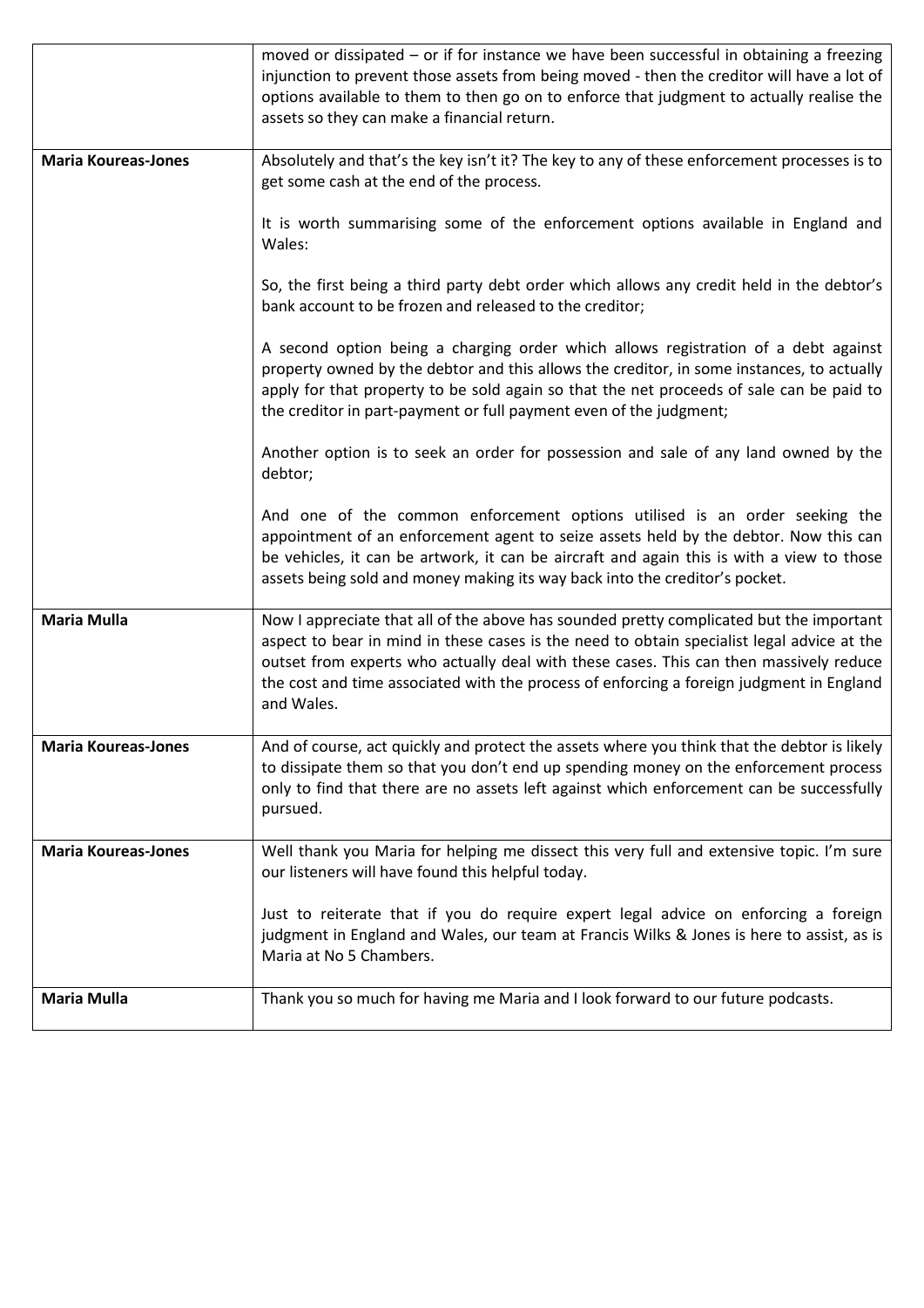| | |
|---|---|
| | moved or dissipated – or if for instance we have been successful in obtaining a freezing injunction to prevent those assets from being moved - then the creditor will have a lot of options available to them to then go on to enforce that judgment to actually realise the assets so they can make a financial return. |
| **Maria Koureas-Jones** | Absolutely and that's the key isn't it? The key to any of these enforcement processes is to get some cash at the end of the process.<br><br>It is worth summarising some of the enforcement options available in England and Wales:<br><br>So, the first being a third party debt order which allows any credit held in the debtor's bank account to be frozen and released to the creditor;<br><br>A second option being a charging order which allows registration of a debt against property owned by the debtor and this allows the creditor, in some instances, to actually apply for that property to be sold again so that the net proceeds of sale can be paid to the creditor in part-payment or full payment even of the judgment;<br><br>Another option is to seek an order for possession and sale of any land owned by the debtor;<br><br>And one of the common enforcement options utilised is an order seeking the appointment of an enforcement agent to seize assets held by the debtor. Now this can be vehicles, it can be artwork, it can be aircraft and again this is with a view to those assets being sold and money making its way back into the creditor's pocket. |
| **Maria Mulla** | Now I appreciate that all of the above has sounded pretty complicated but the important aspect to bear in mind in these cases is the need to obtain specialist legal advice at the outset from experts who actually deal with these cases. This can then massively reduce the cost and time associated with the process of enforcing a foreign judgment in England and Wales. |
| **Maria Koureas-Jones** | And of course, act quickly and protect the assets where you think that the debtor is likely to dissipate them so that you don't end up spending money on the enforcement process only to find that there are no assets left against which enforcement can be successfully pursued. |
| **Maria Koureas-Jones** | Well thank you Maria for helping me dissect this very full and extensive topic. I'm sure our listeners will have found this helpful today.<br><br>Just to reiterate that if you do require expert legal advice on enforcing a foreign judgment in England and Wales, our team at Francis Wilks & Jones is here to assist, as is Maria at No 5 Chambers. |
| **Maria Mulla** | Thank you so much for having me Maria and I look forward to our future podcasts. |